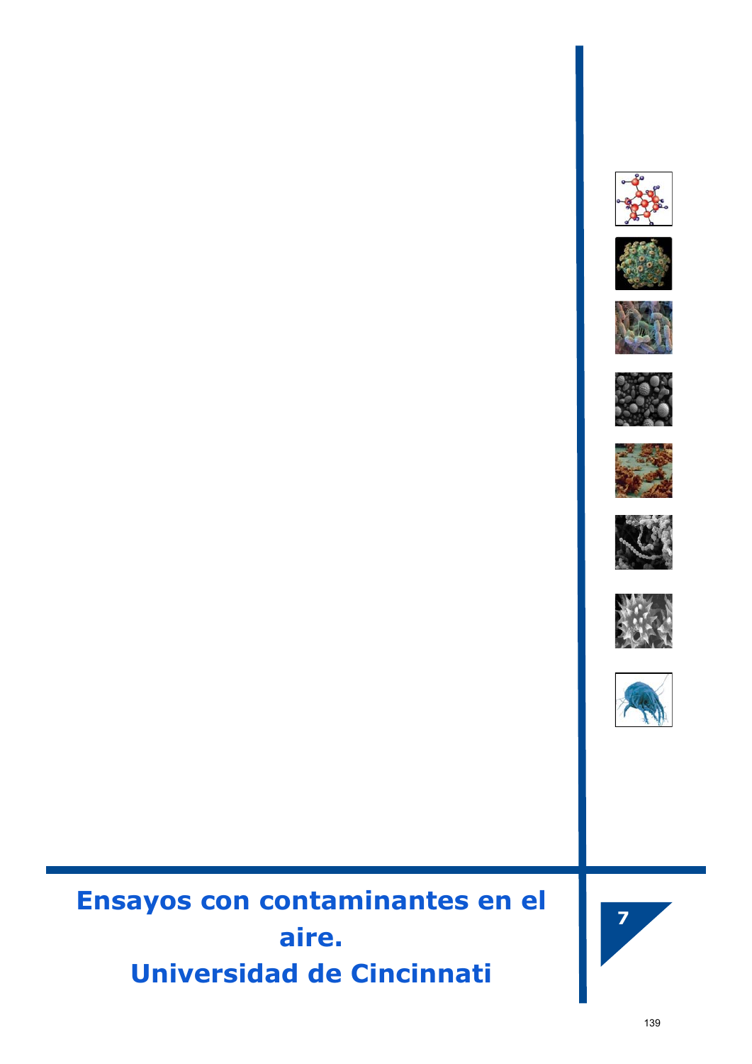# Ensayos con contaminantes en el aire. Universidad de Cincinnati

7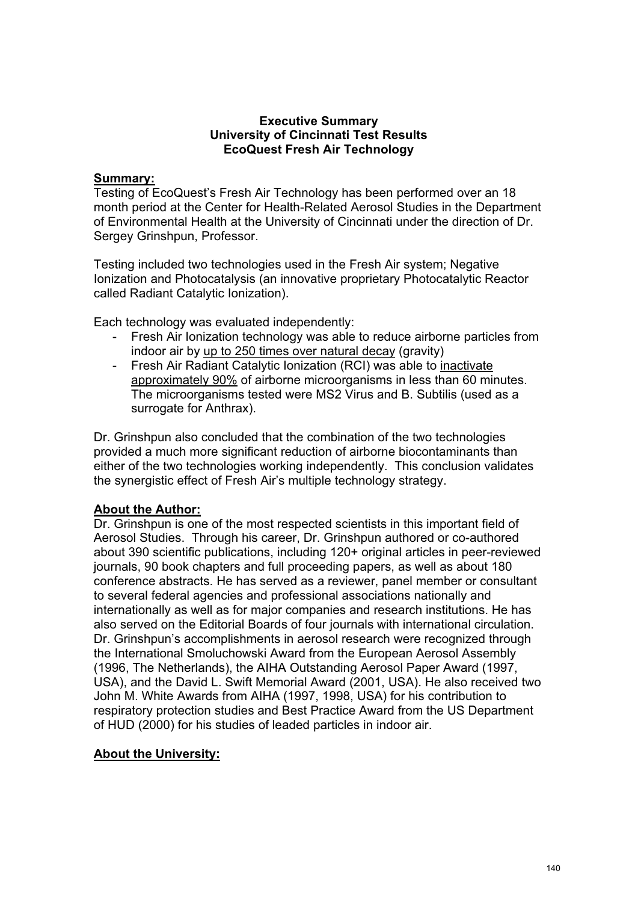**Executive Summary**
**University of Cincinnati Test Results**
**EcoQuest Fresh Air Technology**

**Summary:**

Testing of EcoQuest's Fresh Air Technology has been performed over an 18 month period at the Center for Health-Related Aerosol Studies in the Department of Environmental Health at the University of Cincinnati under the direction of Dr. Sergey Grinshpun, Professor.

Testing included two technologies used in the Fresh Air system; Negative Ionization and Photocatalysis (an innovative proprietary Photocatalytic Reactor called Radiant Catalytic Ionization).

Each technology was evaluated independently:

- Fresh Air Ionization technology was able to reduce airborne particles from indoor air by up to 250 times over natural decay (gravity)
- Fresh Air Radiant Catalytic Ionization (RCI) was able to inactivate approximately 90% of airborne microorganisms in less than 60 minutes. The microorganisms tested were MS2 Virus and B. Subtilis (used as a surrogate for Anthrax).

Dr. Grinshpun also concluded that the combination of the two technologies provided a much more significant reduction of airborne biocontaminants than either of the two technologies working independently. This conclusion validates the synergistic effect of Fresh Air's multiple technology strategy.

**About the Author:**

Dr. Grinshpun is one of the most respected scientists in this important field of Aerosol Studies. Through his career, Dr. Grinshpun authored or co-authored about 390 scientific publications, including 120+ original articles in peer-reviewed journals, 90 book chapters and full proceeding papers, as well as about 180 conference abstracts. He has served as a reviewer, panel member or consultant to several federal agencies and professional associations nationally and internationally as well as for major companies and research institutions. He has also served on the Editorial Boards of four journals with international circulation. Dr. Grinshpun's accomplishments in aerosol research were recognized through the International Smoluchowski Award from the European Aerosol Assembly (1996, The Netherlands), the AIHA Outstanding Aerosol Paper Award (1997, USA), and the David L. Swift Memorial Award (2001, USA). He also received two John M. White Awards from AIHA (1997, 1998, USA) for his contribution to respiratory protection studies and Best Practice Award from the US Department of HUD (2000) for his studies of leaded particles in indoor air.

**About the University:**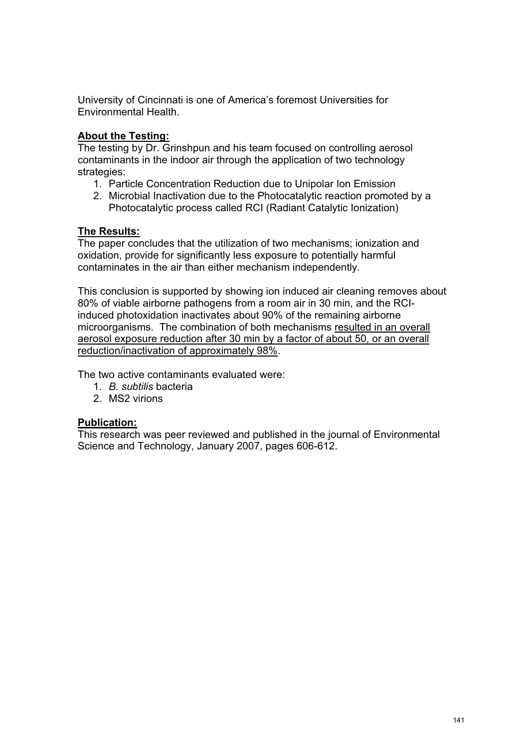University of Cincinnati is one of America's foremost Universities for Environmental Health.

**<u>About the Testing:</u>**

The testing by Dr. Grinshpun and his team focused on controlling aerosol contaminants in the indoor air through the application of two technology strategies:

1. Particle Concentration Reduction due to Unipolar Ion Emission
2. Microbial Inactivation due to the Photocatalytic reaction promoted by a Photocatalytic process called RCI (Radiant Catalytic Ionization)

**<u>The Results:</u>**

The paper concludes that the utilization of two mechanisms; ionization and oxidation, provide for significantly less exposure to potentially harmful contaminates in the air than either mechanism independently.

This conclusion is supported by showing ion induced air cleaning removes about 80% of viable airborne pathogens from a room air in 30 min, and the RCI-induced photoxidation inactivates about 90% of the remaining airborne microorganisms. The combination of both mechanisms <u>resulted in an overall aerosol exposure reduction after 30 min by a factor of about 50, or an overall reduction/inactivation of approximately 98%</u>.

The two active contaminants evaluated were:

1. *B. subtilis* bacteria
2. MS2 virions

**<u>Publication:</u>**

This research was peer reviewed and published in the journal of Environmental Science and Technology, January 2007, pages 606-612.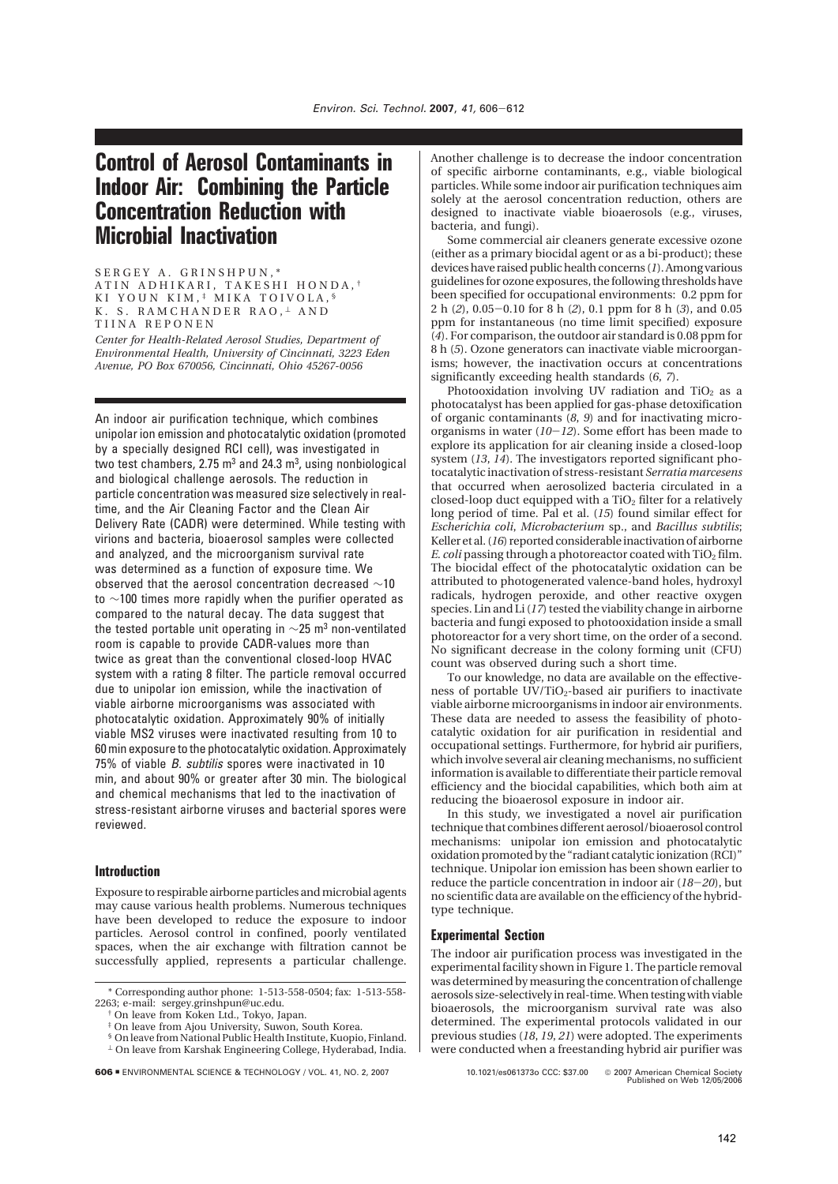# Control of Aerosol Contaminants in Indoor Air: Combining the Particle Concentration Reduction with Microbial Inactivation

SERGEY A. GRINSHPUN,* ATIN ADHIKARI, TAKESHI HONDA,† KI YOUN KIM,‡ MIKA TOIVOLA,§ K. S. RAMCHANDER RAO,⊥ AND TIINA REPONEN

*Center for Health-Related Aerosol Studies, Department of Environmental Health, University of Cincinnati, 3223 Eden Avenue, PO Box 670056, Cincinnati, Ohio 45267-0056*

An indoor air purification technique, which combines unipolar ion emission and photocatalytic oxidation (promoted by a specially designed RCI cell), was investigated in two test chambers, 2.75 m$^3$ and 24.3 m$^3$, using nonbiological and biological challenge aerosols. The reduction in particle concentration was measured size selectively in real-time, and the Air Cleaning Factor and the Clean Air Delivery Rate (CADR) were determined. While testing with virions and bacteria, bioaerosol samples were collected and analyzed, and the microorganism survival rate was determined as a function of exposure time. We observed that the aerosol concentration decreased ~10 to ~100 times more rapidly when the purifier operated as compared to the natural decay. The data suggest that the tested portable unit operating in ~25 m$^3$ non-ventilated room is capable to provide CADR-values more than twice as great than the conventional closed-loop HVAC system with a rating 8 filter. The particle removal occurred due to unipolar ion emission, while the inactivation of viable airborne microorganisms was associated with photocatalytic oxidation. Approximately 90% of initially viable MS2 viruses were inactivated resulting from 10 to 60 min exposure to the photocatalytic oxidation. Approximately 75% of viable *B. subtilis* spores were inactivated in 10 min, and about 90% or greater after 30 min. The biological and chemical mechanisms that led to the inactivation of stress-resistant airborne viruses and bacterial spores were reviewed.

## Introduction

Exposure to respirable airborne particles and microbial agents may cause various health problems. Numerous techniques have been developed to reduce the exposure to indoor particles. Aerosol control in confined, poorly ventilated spaces, when the air exchange with filtration cannot be successfully applied, represents a particular challenge. Another challenge is to decrease the indoor concentration of specific airborne contaminants, e.g., viable biological particles. While some indoor air purification techniques aim solely at the aerosol concentration reduction, others are designed to inactivate viable bioaerosols (e.g., viruses, bacteria, and fungi).

Some commercial air cleaners generate excessive ozone (either as a primary biocidal agent or as a bi-product); these devices have raised public health concerns (*1*). Among various guidelines for ozone exposures, the following thresholds have been specified for occupational environments: 0.2 ppm for 2 h (*2*), 0.05–0.10 for 8 h (*2*), 0.1 ppm for 8 h (*3*), and 0.05 ppm for instantaneous (no time limit specified) exposure (*4*). For comparison, the outdoor air standard is 0.08 ppm for 8 h (*5*). Ozone generators can inactivate viable microorganisms; however, the inactivation occurs at concentrations significantly exceeding health standards (*6*, *7*).

Photooxidation involving UV radiation and $TiO_2$ as a photocatalyst has been applied for gas-phase detoxification of organic contaminants (*8*, *9*) and for inactivating microorganisms in water (*10*–*12*). Some effort has been made to explore its application for air cleaning inside a closed-loop system (*13*, *14*). The investigators reported significant photocatalytic inactivation of stress-resistant *Serratia marcesens* that occurred when aerosolized bacteria circulated in a closed-loop duct equipped with a $TiO_2$ filter for a relatively long period of time. Pal et al. (*15*) found similar effect for *Escherichia coli*, *Microbacterium* sp., and *Bacillus subtilis*; Keller et al. (*16*) reported considerable inactivation of airborne *E. coli* passing through a photoreactor coated with $TiO_2$ film. The biocidal effect of the photocatalytic oxidation can be attributed to photogenerated valence-band holes, hydroxyl radicals, hydrogen peroxide, and other reactive oxygen species. Lin and Li (*17*) tested the viability change in airborne bacteria and fungi exposed to photooxidation inside a small photoreactor for a very short time, on the order of a second. No significant decrease in the colony forming unit (CFU) count was observed during such a short time.

To our knowledge, no data are available on the effectiveness of portable UV/$TiO_2$-based air purifiers to inactivate viable airborne microorganisms in indoor air environments. These data are needed to assess the feasibility of photocatalytic oxidation for air purification in residential and occupational settings. Furthermore, for hybrid air purifiers, which involve several air cleaning mechanisms, no sufficient information is available to differentiate their particle removal efficiency and the biocidal capabilities, which both aim at reducing the bioaerosol exposure in indoor air.

In this study, we investigated a novel air purification technique that combines different aerosol/bioaerosol control mechanisms: unipolar ion emission and photocatalytic oxidation promoted by the "radiant catalytic ionization (RCI)" technique. Unipolar ion emission has been shown earlier to reduce the particle concentration in indoor air (*18*–*20*), but no scientific data are available on the efficiency of the hybrid-type technique.

## Experimental Section

The indoor air purification process was investigated in the experimental facility shown in Figure 1. The particle removal was determined by measuring the concentration of challenge aerosols size-selectively in real-time. When testing with viable bioaerosols, the microorganism survival rate was also determined. The experimental protocols validated in our previous studies (*18*, *19*, *21*) were adopted. The experiments were conducted when a freestanding hybrid air purifier was

* Corresponding author phone: 1-513-558-0504; fax: 1-513-558-2263; e-mail: sergey.grinshpun@uc.edu.

† On leave from Koken Ltd., Tokyo, Japan.

‡ On leave from Ajou University, Suwon, South Korea.

§ On leave from National Public Health Institute, Kuopio, Finland.

⊥ On leave from Karshak Engineering College, Hyderabad, India.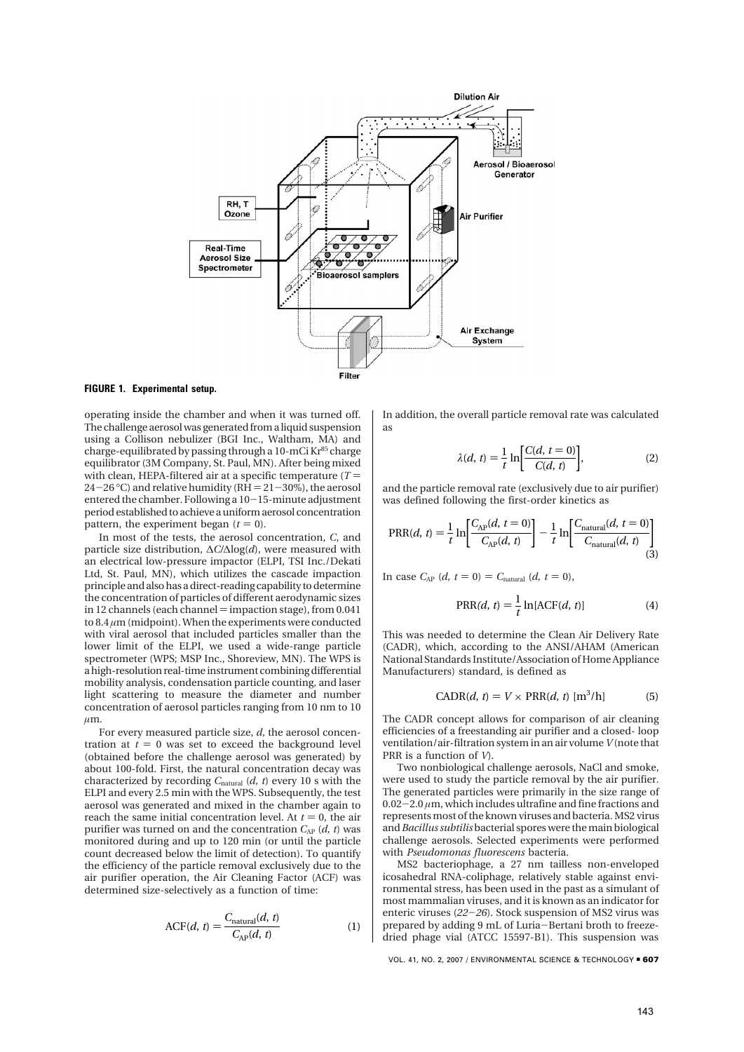**FIGURE 1. Experimental setup.**

operating inside the chamber and when it was turned off. The challenge aerosol was generated from a liquid suspension using a Collison nebulizer (BGI Inc., Waltham, MA) and charge-equilibrated by passing through a 10-mCi $Kr^{85}$ charge equilibrator (3M Company, St. Paul, MN). After being mixed with clean, HEPA-filtered air at a specific temperature ($T = 24-26$ °C) and relative humidity (RH = 21−30%), the aerosol entered the chamber. Following a 10−15-minute adjustment period established to achieve a uniform aerosol concentration pattern, the experiment began ($t = 0$).

In most of the tests, the aerosol concentration, $C$, and particle size distribution, $\Delta C/\Delta \log(d)$, were measured with an electrical low-pressure impactor (ELPI, TSI Inc./Dekati Ltd, St. Paul, MN), which utilizes the cascade impaction principle and also has a direct-reading capability to determine the concentration of particles of different aerodynamic sizes in 12 channels (each channel = impaction stage), from 0.041 to 8.4 $\mu$m (midpoint). When the experiments were conducted with viral aerosol that included particles smaller than the lower limit of the ELPI, we used a wide-range particle spectrometer (WPS; MSP Inc., Shoreview, MN). The WPS is a high-resolution real-time instrument combining differential mobility analysis, condensation particle counting, and laser light scattering to measure the diameter and number concentration of aerosol particles ranging from 10 nm to 10 $\mu$m.

For every measured particle size, $d$, the aerosol concentration at $t = 0$ was set to exceed the background level (obtained before the challenge aerosol was generated) by about 100-fold. First, the natural concentration decay was characterized by recording $C_{\text{natural}}(d, t)$ every 10 s with the ELPI and every 2.5 min with the WPS. Subsequently, the test aerosol was generated and mixed in the chamber again to reach the same initial concentration level. At $t = 0$, the air purifier was turned on and the concentration $C_{\text{AP}}(d, t)$ was monitored during and up to 120 min (or until the particle count decreased below the limit of detection). To quantify the efficiency of the particle removal exclusively due to the air purifier operation, the Air Cleaning Factor (ACF) was determined size-selectively as a function of time:

$$\text{ACF}(d, t) = \frac{C_{\text{natural}}(d, t)}{C_{\text{AP}}(d, t)} \tag{1}$$

In addition, the overall particle removal rate was calculated as

$$\lambda(d, t) = \frac{1}{t} \ln\left[\frac{C(d, t = 0)}{C(d, t)}\right], \tag{2}$$

and the particle removal rate (exclusively due to air purifier) was defined following the first-order kinetics as

$$\text{PRR}(d, t) = \frac{1}{t} \ln\left[\frac{C_{\text{AP}}(d, t = 0)}{C_{\text{AP}}(d, t)}\right] - \frac{1}{t} \ln\left[\frac{C_{\text{natural}}(d, t = 0)}{C_{\text{natural}}(d, t)}\right] \tag{3}$$

In case $C_{\text{AP}}(d, t = 0) = C_{\text{natural}}(d, t = 0)$,

$$\text{PRR}(d, t) = \frac{1}{t} \ln[\text{ACF}(d, t)] \tag{4}$$

This was needed to determine the Clean Air Delivery Rate (CADR), which, according to the ANSI/AHAM (American National Standards Institute/Association of Home Appliance Manufacturers) standard, is defined as

$$\text{CADR}(d, t) = V \times \text{PRR}(d, t)\ [\text{m}^3/\text{h}] \tag{5}$$

The CADR concept allows for comparison of air cleaning efficiencies of a freestanding air purifier and a closed- loop ventilation/air-filtration system in an air volume $V$ (note that PRR is a function of $V$).

Two nonbiological challenge aerosols, NaCl and smoke, were used to study the particle removal by the air purifier. The generated particles were primarily in the size range of 0.02−2.0 $\mu$m, which includes ultrafine and fine fractions and represents most of the known viruses and bacteria. MS2 virus and *Bacillus subtilis* bacterial spores were the main biological challenge aerosols. Selected experiments were performed with *Pseudomonas fluorescens* bacteria.

MS2 bacteriophage, a 27 nm tailless non-enveloped icosahedral RNA-coliphage, relatively stable against environmental stress, has been used in the past as a simulant of most mammalian viruses, and it is known as an indicator for enteric viruses (*22*−*26*). Stock suspension of MS2 virus was prepared by adding 9 mL of Luria−Bertani broth to freeze-dried phage vial (ATCC 15597-B1). This suspension was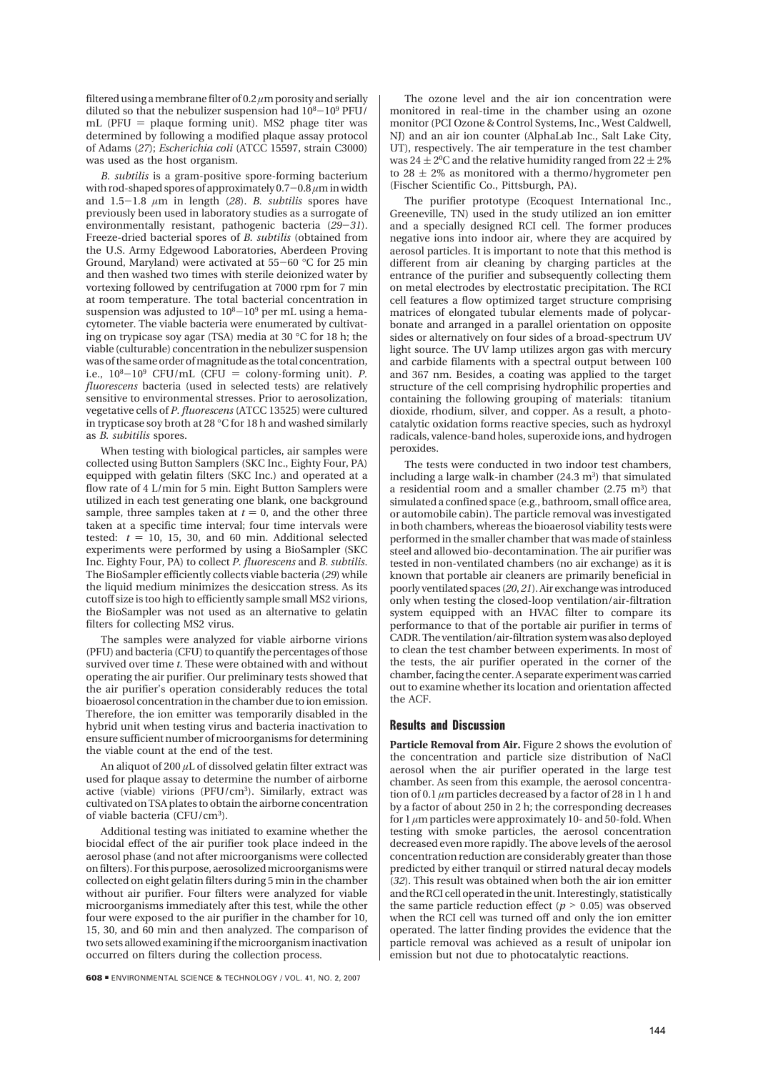filtered using a membrane filter of 0.2 $\mu$m porosity and serially diluted so that the nebulizer suspension had $10^8-10^9$ PFU/mL (PFU = plaque forming unit). MS2 phage titer was determined by following a modified plaque assay protocol of Adams (27); *Escherichia coli* (ATCC 15597, strain C3000) was used as the host organism.

*B. subtilis* is a gram-positive spore-forming bacterium with rod-shaped spores of approximately 0.7−0.8 $\mu$m in width and 1.5−1.8 $\mu$m in length (28). *B. subtilis* spores have previously been used in laboratory studies as a surrogate of environmentally resistant, pathogenic bacteria (29−31). Freeze-dried bacterial spores of *B. subtilis* (obtained from the U.S. Army Edgewood Laboratories, Aberdeen Proving Ground, Maryland) were activated at 55−60 °C for 25 min and then washed two times with sterile deionized water by vortexing followed by centrifugation at 7000 rpm for 7 min at room temperature. The total bacterial concentration in suspension was adjusted to $10^8-10^9$ per mL using a hemacytometer. The viable bacteria were enumerated by cultivating on trypicase soy agar (TSA) media at 30 °C for 18 h; the viable (culturable) concentration in the nebulizer suspension was of the same order of magnitude as the total concentration, i.e., $10^8-10^9$ CFU/mL (CFU = colony-forming unit). *P. fluorescens* bacteria (used in selected tests) are relatively sensitive to environmental stresses. Prior to aerosolization, vegetative cells of *P. fluorescens* (ATCC 13525) were cultured in trypticase soy broth at 28 °C for 18 h and washed similarly as *B. subitilis* spores.

When testing with biological particles, air samples were collected using Button Samplers (SKC Inc., Eighty Four, PA) equipped with gelatin filters (SKC Inc.) and operated at a flow rate of 4 L/min for 5 min. Eight Button Samplers were utilized in each test generating one blank, one background sample, three samples taken at $t = 0$, and the other three taken at a specific time interval; four time intervals were tested: $t = 10$, 15, 30, and 60 min. Additional selected experiments were performed by using a BioSampler (SKC Inc. Eighty Four, PA) to collect *P. fluorescens* and *B. subtilis*. The BioSampler efficiently collects viable bacteria (29) while the liquid medium minimizes the desiccation stress. As its cutoff size is too high to efficiently sample small MS2 virions, the BioSampler was not used as an alternative to gelatin filters for collecting MS2 virus.

The samples were analyzed for viable airborne virions (PFU) and bacteria (CFU) to quantify the percentages of those survived over time $t$. These were obtained with and without operating the air purifier. Our preliminary tests showed that the air purifier's operation considerably reduces the total bioaerosol concentration in the chamber due to ion emission. Therefore, the ion emitter was temporarily disabled in the hybrid unit when testing virus and bacteria inactivation to ensure sufficient number of microorganisms for determining the viable count at the end of the test.

An aliquot of 200 $\mu$L of dissolved gelatin filter extract was used for plaque assay to determine the number of airborne active (viable) virions (PFU/cm$^3$). Similarly, extract was cultivated on TSA plates to obtain the airborne concentration of viable bacteria (CFU/cm$^3$).

Additional testing was initiated to examine whether the biocidal effect of the air purifier took place indeed in the aerosol phase (and not after microorganisms were collected on filters). For this purpose, aerosolized microorganisms were collected on eight gelatin filters during 5 min in the chamber without air purifier. Four filters were analyzed for viable microorganisms immediately after this test, while the other four were exposed to the air purifier in the chamber for 10, 15, 30, and 60 min and then analyzed. The comparison of two sets allowed examining if the microorganism inactivation occurred on filters during the collection process.

The ozone level and the air ion concentration were monitored in real-time in the chamber using an ozone monitor (PCI Ozone & Control Systems, Inc., West Caldwell, NJ) and an air ion counter (AlphaLab Inc., Salt Lake City, UT), respectively. The air temperature in the test chamber was 24 ± 2 °C and the relative humidity ranged from 22 ± 2% to 28 ± 2% as monitored with a thermo/hygrometer pen (Fischer Scientific Co., Pittsburgh, PA).

The purifier prototype (Ecoquest International Inc., Greeneville, TN) used in the study utilized an ion emitter and a specially designed RCI cell. The former produces negative ions into indoor air, where they are acquired by aerosol particles. It is important to note that this method is different from air cleaning by charging particles at the entrance of the purifier and subsequently collecting them on metal electrodes by electrostatic precipitation. The RCI cell features a flow optimized target structure comprising matrices of elongated tubular elements made of polycarbonate and arranged in a parallel orientation on opposite sides or alternatively on four sides of a broad-spectrum UV light source. The UV lamp utilizes argon gas with mercury and carbide filaments with a spectral output between 100 and 367 nm. Besides, a coating was applied to the target structure of the cell comprising hydrophilic properties and containing the following grouping of materials: titanium dioxide, rhodium, silver, and copper. As a result, a photocatalytic oxidation forms reactive species, such as hydroxyl radicals, valence-band holes, superoxide ions, and hydrogen peroxides.

The tests were conducted in two indoor test chambers, including a large walk-in chamber (24.3 m$^3$) that simulated a residential room and a smaller chamber (2.75 m$^3$) that simulated a confined space (e.g., bathroom, small office area, or automobile cabin). The particle removal was investigated in both chambers, whereas the bioaerosol viability tests were performed in the smaller chamber that was made of stainless steel and allowed bio-decontamination. The air purifier was tested in non-ventilated chambers (no air exchange) as it is known that portable air cleaners are primarily beneficial in poorly ventilated spaces (20, 21). Air exchange was introduced only when testing the closed-loop ventilation/air-filtration system equipped with an HVAC filter to compare its performance to that of the portable air purifier in terms of CADR. The ventilation/air-filtration system was also deployed to clean the test chamber between experiments. In most of the tests, the air purifier operated in the corner of the chamber, facing the center. A separate experiment was carried out to examine whether its location and orientation affected the ACF.

## Results and Discussion

**Particle Removal from Air.** Figure 2 shows the evolution of the concentration and particle size distribution of NaCl aerosol when the air purifier operated in the large test chamber. As seen from this example, the aerosol concentration of 0.1 $\mu$m particles decreased by a factor of 28 in 1 h and by a factor of about 250 in 2 h; the corresponding decreases for 1 $\mu$m particles were approximately 10- and 50-fold. When testing with smoke particles, the aerosol concentration decreased even more rapidly. The above levels of the aerosol concentration reduction are considerably greater than those predicted by either tranquil or stirred natural decay models (32). This result was obtained when both the air ion emitter and the RCI cell operated in the unit. Interestingly, statistically the same particle reduction effect ($p > 0.05$) was observed when the RCI cell was turned off and only the ion emitter operated. The latter finding provides the evidence that the particle removal was achieved as a result of unipolar ion emission but not due to photocatalytic reactions.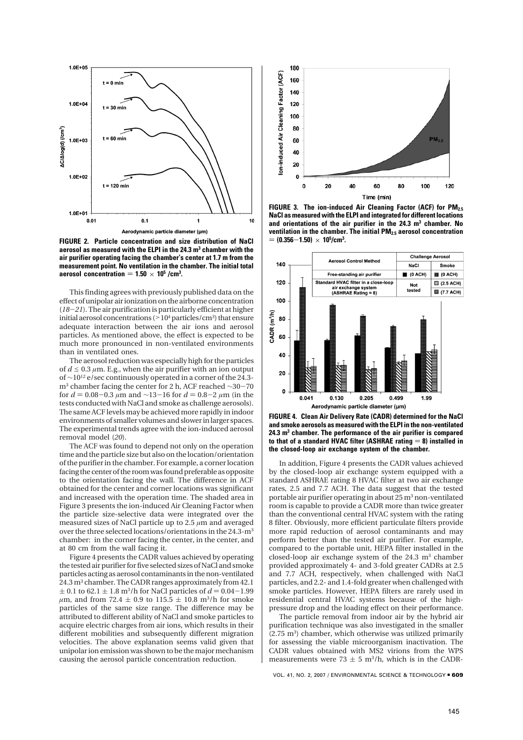**FIGURE 2. Particle concentration and size distribution of NaCl aerosol as measured with the ELPI in the 24.3 m$^3$ chamber with the air purifier operating facing the chamber's center at 1.7 m from the measurement point. No ventilation in the chamber. The initial total aerosol concentration = 1.50 × 10$^5$ /cm$^3$.**

This finding agrees with previously published data on the effect of unipolar air ionization on the airborne concentration (*18–21*). The air purification is particularly efficient at higher initial aerosol concentrations (>10$^4$ particles/cm$^3$) that ensure adequate interaction between the air ions and aerosol particles. As mentioned above, the effect is expected to be much more pronounced in non-ventilated environments than in ventilated ones.

The aerosol reduction was especially high for the particles of $d \leq 0.3$ μm. E.g., when the air purifier with an ion output of ~10$^{12}$ e/sec continuously operated in a corner of the 24.3-m$^3$ chamber facing the center for 2 h, ACF reached ~30–70 for $d = 0.08–0.3$ μm and ~13–16 for $d = 0.8–2$ μm (in the tests conducted with NaCl and smoke as challenge aerosols). The same ACF levels may be achieved more rapidly in indoor environments of smaller volumes and slower in larger spaces. The experimental trends agree with the ion-induced aerosol removal model (*20*).

The ACF was found to depend not only on the operation time and the particle size but also on the location/orientation of the purifier in the chamber. For example, a corner location facing the center of the room was found preferable as opposite to the orientation facing the wall. The difference in ACF obtained for the center and corner locations was significant and increased with the operation time. The shaded area in Figure 3 presents the ion-induced Air Cleaning Factor when the particle size-selective data were integrated over the measured sizes of NaCl particle up to 2.5 μm and averaged over the three selected locations/orientations in the 24.3-m$^3$ chamber: in the corner facing the center, in the center, and at 80 cm from the wall facing it.

Figure 4 presents the CADR values achieved by operating the tested air purifier for five selected sizes of NaCl and smoke particles acting as aerosol contaminants in the non-ventilated 24.3 m$^3$ chamber. The CADR ranges approximately from 42.1 ± 0.1 to 62.1 ± 1.8 m$^3$/h for NaCl particles of $d = 0.04–1.99$ μm, and from 72.4 ± 0.9 to 115.5 ± 10.8 m$^3$/h for smoke particles of the same size range. The difference may be attributed to different ability of NaCl and smoke particles to acquire electric charges from air ions, which results in their different mobilities and subsequently different migration velocities. The above explanation seems valid given that unipolar ion emission was shown to be the major mechanism causing the aerosol particle concentration reduction.

**FIGURE 3. The ion-induced Air Cleaning Factor (ACF) for PM$_{2.5}$ NaCl as measured with the ELPI and integrated for different locations and orientations of the air purifier in the 24.3 m$^3$ chamber. No ventilation in the chamber. The initial PM$_{2.5}$ aerosol concentration = (0.356–1.50) × 10$^5$/cm$^3$.**

**FIGURE 4. Clean Air Delivery Rate (CADR) determined for the NaCl and smoke aerosols as measured with the ELPI in the non-ventilated 24.3 m$^3$ chamber. The performance of the air purifier is compared to that of a standard HVAC filter (ASHRAE rating = 8) installed in the closed-loop air exchange system of the chamber.**

In addition, Figure 4 presents the CADR values achieved by the closed-loop air exchange system equipped with a standard ASHRAE rating 8 HVAC filter at two air exchange rates, 2.5 and 7.7 ACH. The data suggest that the tested portable air purifier operating in about 25 m$^3$ non-ventilated room is capable to provide a CADR more than twice greater than the conventional central HVAC system with the rating 8 filter. Obviously, more efficient particulate filters provide more rapid reduction of aerosol contaminants and may perform better than the tested air purifier. For example, compared to the portable unit, HEPA filter installed in the closed-loop air exchange system of the 24.3 m$^3$ chamber provided approximately 4- and 3-fold greater CADRs at 2.5 and 7.7 ACH, respectively, when challenged with NaCl particles, and 2.2- and 1.4-fold greater when challenged with smoke particles. However, HEPA filters are rarely used in residential central HVAC systems because of the high-pressure drop and the loading effect on their performance.

The particle removal from indoor air by the hybrid air purification technique was also investigated in the smaller (2.75 m$^3$) chamber, which otherwise was utilized primarily for assessing the viable microorganism inactivation. The CADR values obtained with MS2 virions from the WPS measurements were 73 ± 5 m$^3$/h, which is in the CADR-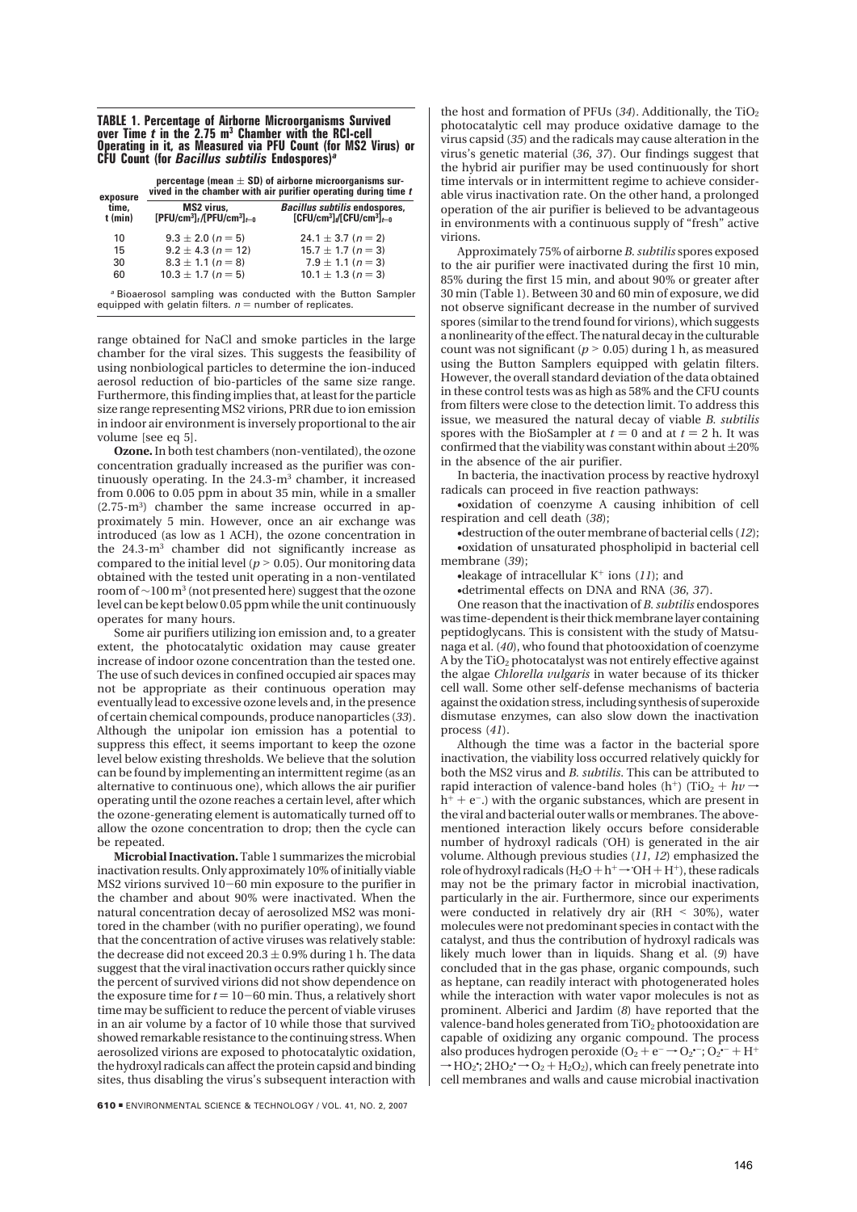**TABLE 1. Percentage of Airborne Microorganisms Survived over Time *t* in the 2.75 m$^3$ Chamber with the RCI-cell Operating in it, as Measured via PFU Count (for MS2 Virus) or CFU Count (for *Bacillus subtilis* Endospores)[a]**

| exposure time, *t* (min) | percentage (mean ± SD) of airborne microorganisms survived in the chamber with air purifier operating during time *t* | |
|---|---|---|
| | MS2 virus, $[PFU/cm^3]_t/[PFU/cm^3]_{t=0}$ | *Bacillus subtilis* endospores, $[CFU/cm^3]_t/[CFU/cm^3]_{t=0}$ |
| 10 | 9.3 ± 2.0 (*n* = 5) | 24.1 ± 3.7 (*n* = 2) |
| 15 | 9.2 ± 4.3 (*n* = 12) | 15.7 ± 1.7 (*n* = 3) |
| 30 | 8.3 ± 1.1 (*n* = 8) | 7.9 ± 1.1 (*n* = 3) |
| 60 | 10.3 ± 1.7 (*n* = 5) | 10.1 ± 1.3 (*n* = 3) |

[a] Bioaerosol sampling was conducted with the Button Sampler equipped with gelatin filters. *n* = number of replicates.

range obtained for NaCl and smoke particles in the large chamber for the viral sizes. This suggests the feasibility of using nonbiological particles to determine the ion-induced aerosol reduction of bio-particles of the same size range. Furthermore, this finding implies that, at least for the particle size range representing MS2 virions, PRR due to ion emission in indoor air environment is inversely proportional to the air volume [see eq 5].

**Ozone.** In both test chambers (non-ventilated), the ozone concentration gradually increased as the purifier was continuously operating. In the 24.3-m$^3$ chamber, it increased from 0.006 to 0.05 ppm in about 35 min, while in a smaller (2.75-m$^3$) chamber the same increase occurred in approximately 5 min. However, once an air exchange was introduced (as low as 1 ACH), the ozone concentration in the 24.3-m$^3$ chamber did not significantly increase as compared to the initial level ($p > 0.05$). Our monitoring data obtained with the tested unit operating in a non-ventilated room of ~100 m$^3$ (not presented here) suggest that the ozone level can be kept below 0.05 ppm while the unit continuously operates for many hours.

Some air purifiers utilizing ion emission and, to a greater extent, the photocatalytic oxidation may cause greater increase of indoor ozone concentration than the tested one. The use of such devices in confined occupied air spaces may not be appropriate as their continuous operation may eventually lead to excessive ozone levels and, in the presence of certain chemical compounds, produce nanoparticles (*33*). Although the unipolar ion emission has a potential to suppress this effect, it seems important to keep the ozone level below existing thresholds. We believe that the solution can be found by implementing an intermittent regime (as an alternative to continuous one), which allows the air purifier operating until the ozone reaches a certain level, after which the ozone-generating element is automatically turned off to allow the ozone concentration to drop; then the cycle can be repeated.

**Microbial Inactivation.** Table 1 summarizes the microbial inactivation results. Only approximately 10% of initially viable MS2 virions survived 10–60 min exposure to the purifier in the chamber and about 90% were inactivated. When the natural concentration decay of aerosolized MS2 was monitored in the chamber (with no purifier operating), we found that the concentration of active viruses was relatively stable: the decrease did not exceed 20.3 ± 0.9% during 1 h. The data suggest that the viral inactivation occurs rather quickly since the percent of survived virions did not show dependence on the exposure time for $t = 10$–$60$ min. Thus, a relatively short time may be sufficient to reduce the percent of viable viruses in an air volume by a factor of 10 while those that survived showed remarkable resistance to the continuing stress. When aerosolized virions are exposed to photocatalytic oxidation, the hydroxyl radicals can affect the protein capsid and binding sites, thus disabling the virus's subsequent interaction with the host and formation of PFUs (*34*). Additionally, the $TiO_2$ photocatalytic cell may produce oxidative damage to the virus capsid (*35*) and the radicals may cause alteration in the virus's genetic material (*36*, *37*). Our findings suggest that the hybrid air purifier may be used continuously for short time intervals or in intermittent regime to achieve considerable virus inactivation rate. On the other hand, a prolonged operation of the air purifier is believed to be advantageous in environments with a continuous supply of "fresh" active virions.

Approximately 75% of airborne *B. subtilis* spores exposed to the air purifier were inactivated during the first 10 min, 85% during the first 15 min, and about 90% or greater after 30 min (Table 1). Between 30 and 60 min of exposure, we did not observe significant decrease in the number of survived spores (similar to the trend found for virions), which suggests a nonlinearity of the effect. The natural decay in the culturable count was not significant ($p > 0.05$) during 1 h, as measured using the Button Samplers equipped with gelatin filters. However, the overall standard deviation of the data obtained in these control tests was as high as 58% and the CFU counts from filters were close to the detection limit. To address this issue, we measured the natural decay of viable *B. subtilis* spores with the BioSampler at $t = 0$ and at $t = 2$ h. It was confirmed that the viability was constant within about ±20% in the absence of the air purifier.

In bacteria, the inactivation process by reactive hydroxyl radicals can proceed in five reaction pathways:

- oxidation of coenzyme A causing inhibition of cell respiration and cell death (*38*);
- destruction of the outer membrane of bacterial cells (*12*);
- oxidation of unsaturated phospholipid in bacterial cell membrane (*39*);
- leakage of intracellular $K^+$ ions (*11*); and
- detrimental effects on DNA and RNA (*36*, *37*).

One reason that the inactivation of *B. subtilis* endospores was time-dependent is their thick membrane layer containing peptidoglycans. This is consistent with the study of Matsunaga et al. (*40*), who found that photooxidation of coenzyme A by the $TiO_2$ photocatalyst was not entirely effective against the algae *Chlorella vulgaris* in water because of its thicker cell wall. Some other self-defense mechanisms of bacteria against the oxidation stress, including synthesis of superoxide dismutase enzymes, can also slow down the inactivation process (*41*).

Although the time was a factor in the bacterial spore inactivation, the viability loss occurred relatively quickly for both the MS2 virus and *B. subtilis*. This can be attributed to rapid interaction of valence-band holes ($h^+$) ($TiO_2 + h\nu \rightarrow h^+ + e^-$.) with the organic substances, which are present in the viral and bacterial outer walls or membranes. The above-mentioned interaction likely occurs before considerable number of hydroxyl radicals ($^{\cdot}OH$) is generated in the air volume. Although previous studies (*11*, *12*) emphasized the role of hydroxyl radicals ($H_2O + h^+ \rightarrow {}^{\cdot}OH + H^+$), these radicals may not be the primary factor in microbial inactivation, particularly in the air. Furthermore, since our experiments were conducted in relatively dry air (RH < 30%), water molecules were not predominant species in contact with the catalyst, and thus the contribution of hydroxyl radicals was likely much lower than in liquids. Shang et al. (*9*) have concluded that in the gas phase, organic compounds, such as heptane, can readily interact with photogenerated holes while the interaction with water vapor molecules is not as prominent. Alberici and Jardim (*8*) have reported that the valence-band holes generated from $TiO_2$ photooxidation are capable of oxidizing any organic compound. The process also produces hydrogen peroxide ($O_2 + e^- \rightarrow O_2^{\bullet -}$; $O_2^{\bullet -} + H^+ \rightarrow HO_2^{\bullet}$; $2HO_2^{\bullet} \rightarrow O_2 + H_2O_2$), which can freely penetrate into cell membranes and walls and cause microbial inactivation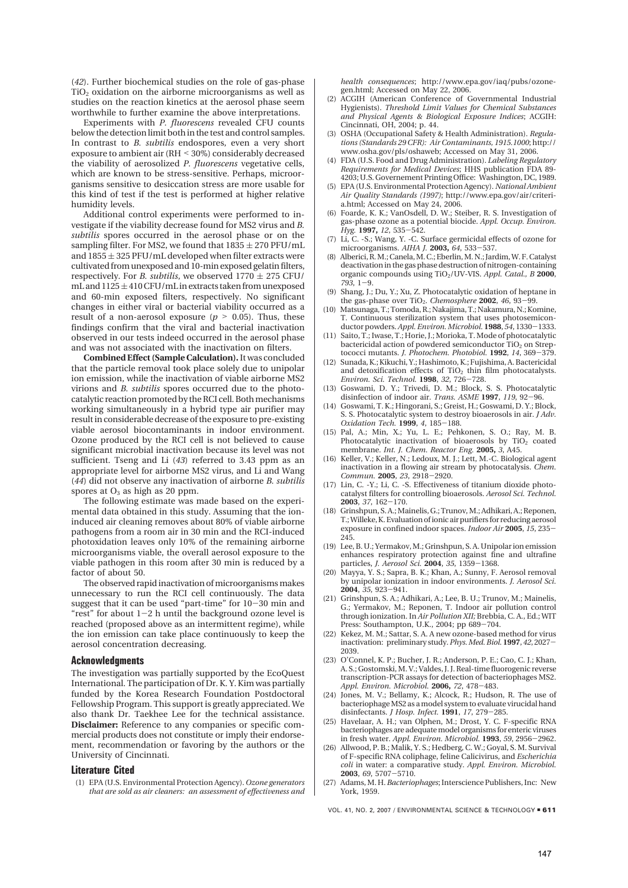(*42*). Further biochemical studies on the role of gas-phase $TiO_2$ oxidation on the airborne microorganisms as well as studies on the reaction kinetics at the aerosol phase seem worthwhile to further examine the above interpretations.

Experiments with *P. fluorescens* revealed CFU counts below the detection limit both in the test and control samples. In contrast to *B. subtilis* endospores, even a very short exposure to ambient air (RH < 30%) considerably decreased the viability of aerosolized *P. fluorescens* vegetative cells, which are known to be stress-sensitive. Perhaps, microorganisms sensitive to desiccation stress are more usable for this kind of test if the test is performed at higher relative humidity levels.

Additional control experiments were performed to investigate if the viability decrease found for MS2 virus and *B. subtilis* spores occurred in the aerosol phase or on the sampling filter. For MS2, we found that 1835 ± 270 PFU/mL and 1855 ± 325 PFU/mL developed when filter extracts were cultivated from unexposed and 10-min exposed gelatin filters, respectively. For *B. subtilis*, we observed 1770 ± 275 CFU/mL and 1125 ± 410 CFU/mL in extracts taken from unexposed and 60-min exposed filters, respectively. No significant changes in either viral or bacterial viability occurred as a result of a non-aerosol exposure ($p > 0.05$). Thus, these findings confirm that the viral and bacterial inactivation observed in our tests indeed occurred in the aerosol phase and was not associated with the inactivation on filters.

**Combined Effect (Sample Calculation).** It was concluded that the particle removal took place solely due to unipolar ion emission, while the inactivation of viable airborne MS2 virions and *B. subtilis* spores occurred due to the photocatalytic reaction promoted by the RCI cell. Both mechanisms working simultaneously in a hybrid type air purifier may result in considerable decrease of the exposure to pre-existing viable aerosol biocontaminants in indoor environment. Ozone produced by the RCI cell is not believed to cause significant microbial inactivation because its level was not sufficient. Tseng and Li (*43*) referred to 3.43 ppm as an appropriate level for airborne MS2 virus, and Li and Wang (*44*) did not observe any inactivation of airborne *B. subtilis* spores at $O_3$ as high as 20 ppm.

The following estimate was made based on the experimental data obtained in this study. Assuming that the ion-induced air cleaning removes about 80% of viable airborne pathogens from a room air in 30 min and the RCI-induced photoxidation leaves only 10% of the remaining airborne microorganisms viable, the overall aerosol exposure to the viable pathogen in this room after 30 min is reduced by a factor of about 50.

The observed rapid inactivation of microorganisms makes unnecessary to run the RCI cell continuously. The data suggest that it can be used "part-time" for 10−30 min and "rest" for about 1−2 h until the background ozone level is reached (proposed above as an intermittent regime), while the ion emission can take place continuously to keep the aerosol concentration decreasing.

## Acknowledgments

The investigation was partially supported by the EcoQuest International. The participation of Dr. K. Y. Kim was partially funded by the Korea Research Foundation Postdoctoral Fellowship Program. This support is greatly appreciated. We also thank Dr. Taekhee Lee for the technical assistance. **Disclaimer:** Reference to any companies or specific commercial products does not constitute or imply their endorsement, recommendation or favoring by the authors or the University of Cincinnati.

## Literature Cited

(1) EPA (U.S. Environmental Protection Agency). *Ozone generators that are sold as air cleaners: an assessment of effectiveness and health consequences*; http://www.epa.gov/iaq/pubs/ozonegen.html; Accessed on May 22, 2006.

(2) ACGIH (American Conference of Governmental Industrial Hygienists). *Threshold Limit Values for Chemical Substances and Physical Agents & Biological Exposure Indices*; ACGIH: Cincinnati, OH, 2004; p. 44.

(3) OSHA (Occupational Safety & Health Administration). *Regulations (Standards 29 CFR): Air Contaminants, 1915.1000*; http://www.osha.gov/pls/oshaweb; Accessed on May 31, 2006.

(4) FDA (U.S. Food and Drug Administration). *Labeling Regulatory Requirements for Medical Devices*; HHS publication FDA 89-4203; U.S. Governement Printing Office: Washington, DC, 1989.

(5) EPA (U.S. Environmental Protection Agency). *National Ambient Air Quality Standards (1997)*; http://www.epa.gov/air/criteria.html; Accessed on May 24, 2006.

(6) Foarde, K. K.; VanOsdell, D. W.; Steiber, R. S. Investigation of gas-phase ozone as a potential biocide. *Appl. Occup. Environ. Hyg.* **1997,** *12*, 535−542.

(7) Li, C. -S.; Wang, Y. -C. Surface germicidal effects of ozone for microorganisms. *AIHA J.* **2003,** *64*, 533−537.

(8) Alberici, R. M.; Canela, M. C.; Eberlin, M. N.; Jardim, W. F. Catalyst deactivation in the gas phase destruction of nitrogen-containing organic compounds using $TiO_2$/UV-VIS. *Appl. Catal., B* **2000**, *793*, 1−9.

(9) Shang, J.; Du, Y.; Xu, Z. Photocatalytic oxidation of heptane in the gas-phase over $TiO_2$. *Chemosphere* **2002**, *46*, 93−99.

(10) Matsunaga, T.; Tomoda, R.; Nakajima, T.; Nakamura, N.; Komine, T. Continuous sterilization system that uses photosemiconductor powders. *Appl. Environ. Microbiol.* **1988**, *54*, 1330−1333.

(11) Saito, T.; Iwase, T.; Horie, J.; Morioka, T. Mode of photocatalytic bactericidal action of powdered semiconductor $TiO_2$ on Streptococci mutants. *J. Photochem. Photobiol.* **1992**, *14*, 369−379.

(12) Sunada, K.; Kikuchi, Y.; Hashimoto, K.; Fujishima, A. Bactericidal and detoxification effects of $TiO_2$ thin film photocatalysts. *Environ. Sci. Technol.* **1998**, *32*, 726−728.

(13) Goswami, D. Y.; Trivedi, D. M.; Block, S. S. Photocatalytic disinfection of indoor air. *Trans. ASME* **1997**, *119*, 92−96.

(14) Goswami, T. K.; Hingorani, S.; Greist, H.; Goswami, D. Y.; Block, S. S. Photocatalytic system to destroy bioaerosols in air. *J Adv. Oxidation Tech.* **1999**, *4*, 185−188.

(15) Pal, A.; Min, X.; Yu, L. E.; Pehkonen, S. O.; Ray, M. B. Photocatalytic inactivation of bioaerosols by $TiO_2$ coated membrane. *Int. J. Chem. Reactor Eng.* **2005,** *3*, A45.

(16) Keller, V.; Keller, N.; Ledoux, M. J.; Lett, M.-C. Biological agent inactivation in a flowing air stream by photocatalysis. *Chem. Commun.* **2005**, *23*, 2918−2920.

(17) Lin, C. -Y.; Li, C. -S. Effectiveness of titanium dioxide photocatalyst filters for controlling bioaerosols. *Aerosol Sci. Technol.* **2003**, *37*, 162−170.

(18) Grinshpun, S. A.; Mainelis, G.; Trunov, M.; Adhikari, A.; Reponen, T.; Willeke, K. Evaluation of ionic air purifiers for reducing aerosol exposure in confined indoor spaces. *Indoor Air* **2005**, *15*, 235−245.

(19) Lee, B. U.; Yermakov, M.; Grinshpun, S. A. Unipolar ion emission enhances respiratory protection against fine and ultrafine particles, *J. Aerosol Sci.* **2004**, *35*, 1359−1368.

(20) Mayya, Y. S.; Sapra, B. K.; Khan, A.; Sunny, F. Aerosol removal by unipolar ionization in indoor environments. *J. Aerosol Sci.* **2004**, *35*, 923−941.

(21) Grinshpun, S. A.; Adhikari, A.; Lee, B. U.; Trunov, M.; Mainelis, G.; Yermakov, M.; Reponen, T. Indoor air pollution control through ionization. In *Air Pollution XII;* Brebbia, C. A., Ed.; WIT Press: Southampton, U.K., 2004; pp 689−704.

(22) Kekez, M. M.; Sattar, S. A. A new ozone-based method for virus inactivation: preliminary study. *Phys. Med. Biol.* **1997**, *42*, 2027−2039.

(23) O'Connel, K. P.; Bucher, J. R.; Anderson, P. E.; Cao, C. J.; Khan, A. S.; Gostomski, M. V.; Valdes, J. J. Real-time fluorogenic reverse transcription-PCR assays for detection of bacteriophages MS2. *Appl. Environ. Microbiol.* **2006,** *72*, 478−483.

(24) Jones, M. V.; Bellamy, K.; Alcock, R.; Hudson, R. The use of bacteriophage MS2 as a model system to evaluate virucidal hand disinfectants. *J Hosp. Infect.* **1991**, *17*, 279−285.

(25) Havelaar, A. H.; van Olphen, M.; Drost, Y. C. F-specific RNA bacteriophages are adequate model organisms for enteric viruses in fresh water. *Appl. Environ. Microbiol.* **1993**, *59*, 2956−2962.

(26) Allwood, P. B.; Malik, Y. S.; Hedberg, C. W.; Goyal, S. M. Survival of F-specific RNA coliphage, feline Calicivirus, and *Escherichia coli* in water: a comparative study. *Appl. Environ. Microbiol.* **2003**, *69*, 5707−5710.

(27) Adams, M. H. *Bacteriophages*; Interscience Publishers, Inc: New York, 1959.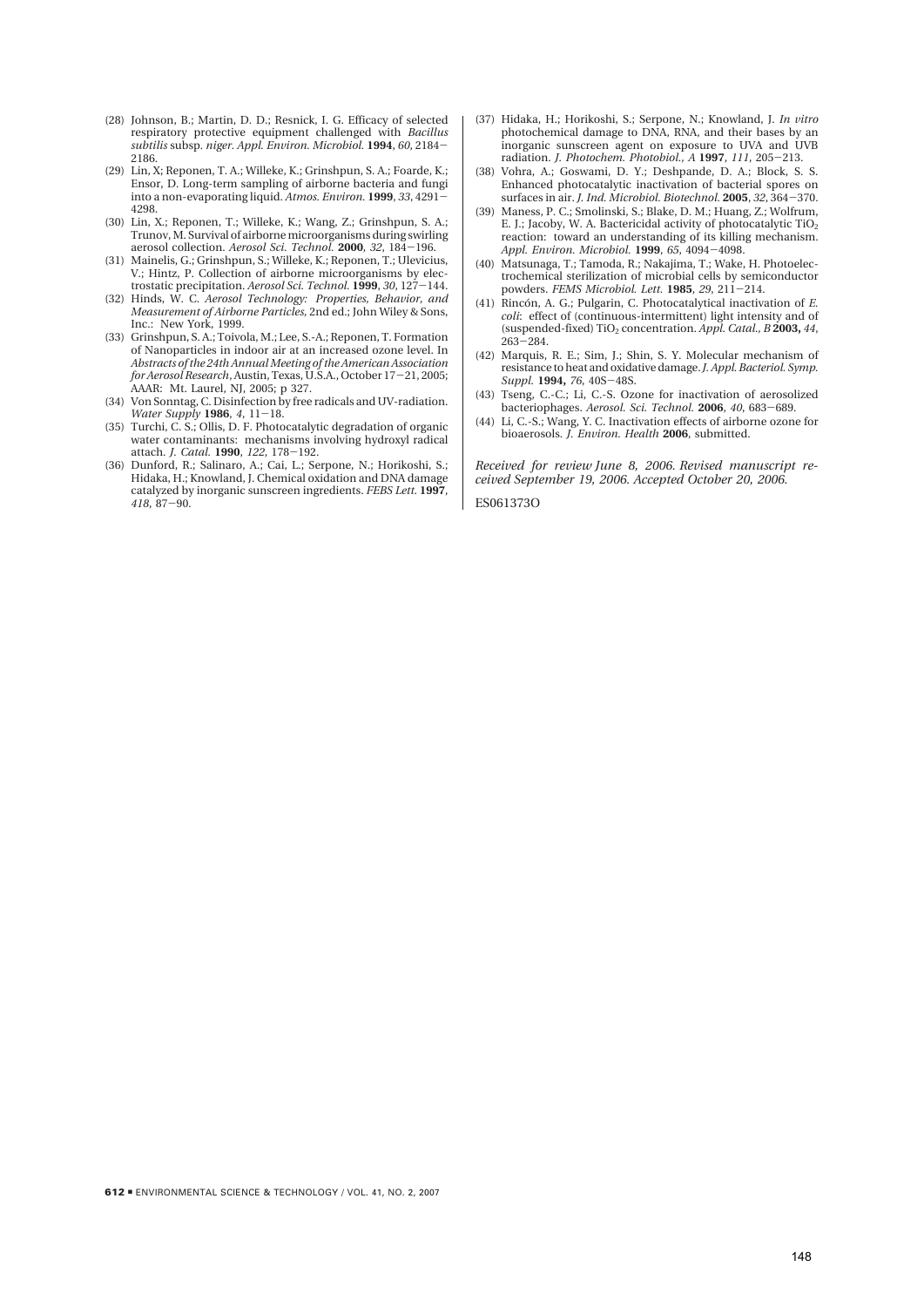(28) Johnson, B.; Martin, D. D.; Resnick, I. G. Efficacy of selected respiratory protective equipment challenged with *Bacillus subtilis* subsp. *niger*. *Appl. Environ. Microbiol.* **1994**, *60*, 2184–2186.

(29) Lin, X; Reponen, T. A.; Willeke, K.; Grinshpun, S. A.; Foarde, K.; Ensor, D. Long-term sampling of airborne bacteria and fungi into a non-evaporating liquid. *Atmos. Environ.* **1999**, *33*, 4291–4298.

(30) Lin, X.; Reponen, T.; Willeke, K.; Wang, Z.; Grinshpun, S. A.; Trunov, M. Survival of airborne microorganisms during swirling aerosol collection. *Aerosol Sci. Technol.* **2000**, *32*, 184–196.

(31) Mainelis, G.; Grinshpun, S.; Willeke, K.; Reponen, T.; Ulevicius, V.; Hintz, P. Collection of airborne microorganisms by electrostatic precipitation. *Aerosol Sci. Technol.* **1999**, *30*, 127–144.

(32) Hinds, W. C. *Aerosol Technology: Properties, Behavior, and Measurement of Airborne Particles*, 2nd ed.; John Wiley & Sons, Inc.: New York, 1999.

(33) Grinshpun, S. A.; Toivola, M.; Lee, S.-A.; Reponen, T. Formation of Nanoparticles in indoor air at an increased ozone level. In *Abstracts of the 24th Annual Meeting of the American Association for Aerosol Research*, Austin, Texas, U.S.A., October 17–21, 2005; AAAR: Mt. Laurel, NJ, 2005; p 327.

(34) Von Sonntag, C. Disinfection by free radicals and UV-radiation. *Water Supply* **1986**, *4*, 11–18.

(35) Turchi, C. S.; Ollis, D. F. Photocatalytic degradation of organic water contaminants: mechanisms involving hydroxyl radical attach. *J. Catal.* **1990**, *122*, 178–192.

(36) Dunford, R.; Salinaro, A.; Cai, L.; Serpone, N.; Horikoshi, S.; Hidaka, H.; Knowland, J. Chemical oxidation and DNA damage catalyzed by inorganic sunscreen ingredients. *FEBS Lett.* **1997**, *418*, 87–90.

(37) Hidaka, H.; Horikoshi, S.; Serpone, N.; Knowland, J. *In vitro* photochemical damage to DNA, RNA, and their bases by an inorganic sunscreen agent on exposure to UVA and UVB radiation. *J. Photochem. Photobiol., A* **1997**, *111*, 205–213.

(38) Vohra, A.; Goswami, D. Y.; Deshpande, D. A.; Block, S. S. Enhanced photocatalytic inactivation of bacterial spores on surfaces in air. *J. Ind. Microbiol. Biotechnol.* **2005**, *32*, 364–370.

(39) Maness, P. C.; Smolinski, S.; Blake, D. M.; Huang, Z.; Wolfrum, E. J.; Jacoby, W. A. Bactericidal activity of photocatalytic $TiO_2$ reaction: toward an understanding of its killing mechanism. *Appl. Environ. Microbiol.* **1999**, *65*, 4094–4098.

(40) Matsunaga, T.; Tamoda, R.; Nakajima, T.; Wake, H. Photoelectrochemical sterilization of microbial cells by semiconductor powders. *FEMS Microbiol. Lett.* **1985**, *29*, 211–214.

(41) Rincón, A. G.; Pulgarin, C. Photocatalytical inactivation of *E. coli*: effect of (continuous-intermittent) light intensity and of (suspended-fixed) $TiO_2$ concentration. *Appl. Catal., B* **2003,** *44*, 263–284.

(42) Marquis, R. E.; Sim, J.; Shin, S. Y. Molecular mechanism of resistance to heat and oxidative damage. *J. Appl. Bacteriol. Symp. Suppl.* **1994,** *76*, 40S–48S.

(43) Tseng, C.-C.; Li, C.-S. Ozone for inactivation of aerosolized bacteriophages. *Aerosol. Sci. Technol.* **2006**, *40*, 683–689.

(44) Li, C.-S.; Wang, Y. C. Inactivation effects of airborne ozone for bioaerosols. *J. Environ. Health* **2006**, submitted.

*Received for review June 8, 2006. Revised manuscript received September 19, 2006. Accepted October 20, 2006.*

ES061373O